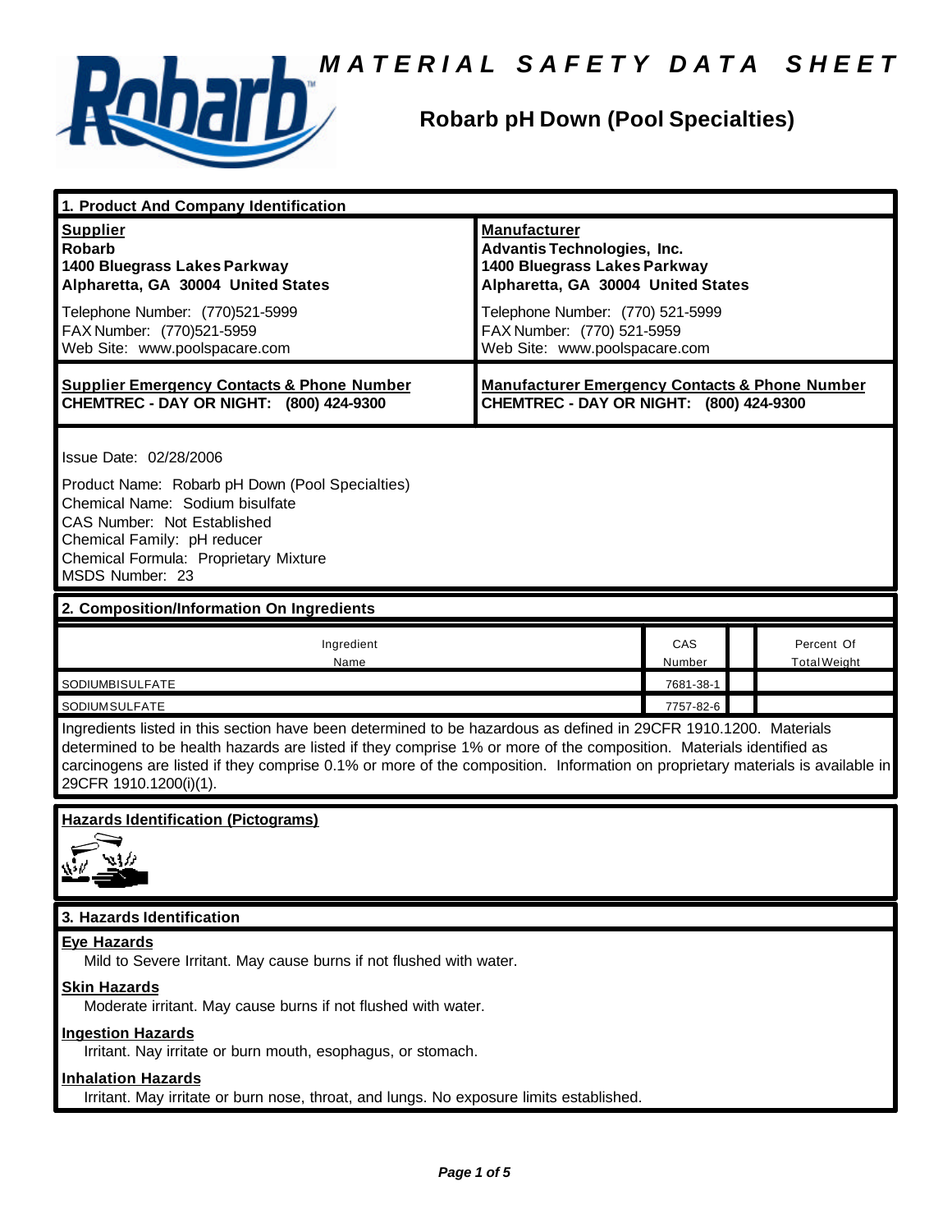# MATERIAL SAFETY DATA SHEET

## Robarb pH Down (Pool Specialties)

## 1. Product And Company Identification

| **Supplier** | **Manufacturer** |
|---|---|
| **Robarb** | **Advantis Technologies, Inc.** |
| **1400 Bluegrass Lakes Parkway** | **1400 Bluegrass Lakes Parkway** |
| **Alpharetta, GA 30004 United States** | **Alpharetta, GA 30004 United States** |
| Telephone Number: (770)521-5999 | Telephone Number: (770) 521-5999 |
| FAX Number: (770)521-5959 | FAX Number: (770) 521-5959 |
| Web Site: www.poolspacare.com | Web Site: www.poolspacare.com |

| **Supplier Emergency Contacts & Phone Number** | **Manufacturer Emergency Contacts & Phone Number** |
|---|---|
| **CHEMTREC - DAY OR NIGHT: (800) 424-9300** | **CHEMTREC - DAY OR NIGHT: (800) 424-9300** |

Issue Date: 02/28/2006

Product Name: Robarb pH Down (Pool Specialties)
Chemical Name: Sodium bisulfate
CAS Number: Not Established
Chemical Family: pH reducer
Chemical Formula: Proprietary Mixture
MSDS Number: 23

## 2. Composition/Information On Ingredients

| Ingredient Name | CAS Number | | Percent Of Total Weight |
|---|---|---|---|
| SODIUMBISULFATE | 7681-38-1 | | |
| SODIUMSULFATE | 7757-82-6 | | |

Ingredients listed in this section have been determined to be hazardous as defined in 29CFR 1910.1200. Materials determined to be health hazards are listed if they comprise 1% or more of the composition. Materials identified as carcinogens are listed if they comprise 0.1% or more of the composition. Information on proprietary materials is available in 29CFR 1910.1200(i)(1).

**Hazards Identification (Pictograms)**

## 3. Hazards Identification

**Eye Hazards**

Mild to Severe Irritant. May cause burns if not flushed with water.

**Skin Hazards**

Moderate irritant. May cause burns if not flushed with water.

**Ingestion Hazards**

Irritant. Nay irritate or burn mouth, esophagus, or stomach.

**Inhalation Hazards**

Irritant. May irritate or burn nose, throat, and lungs. No exposure limits established.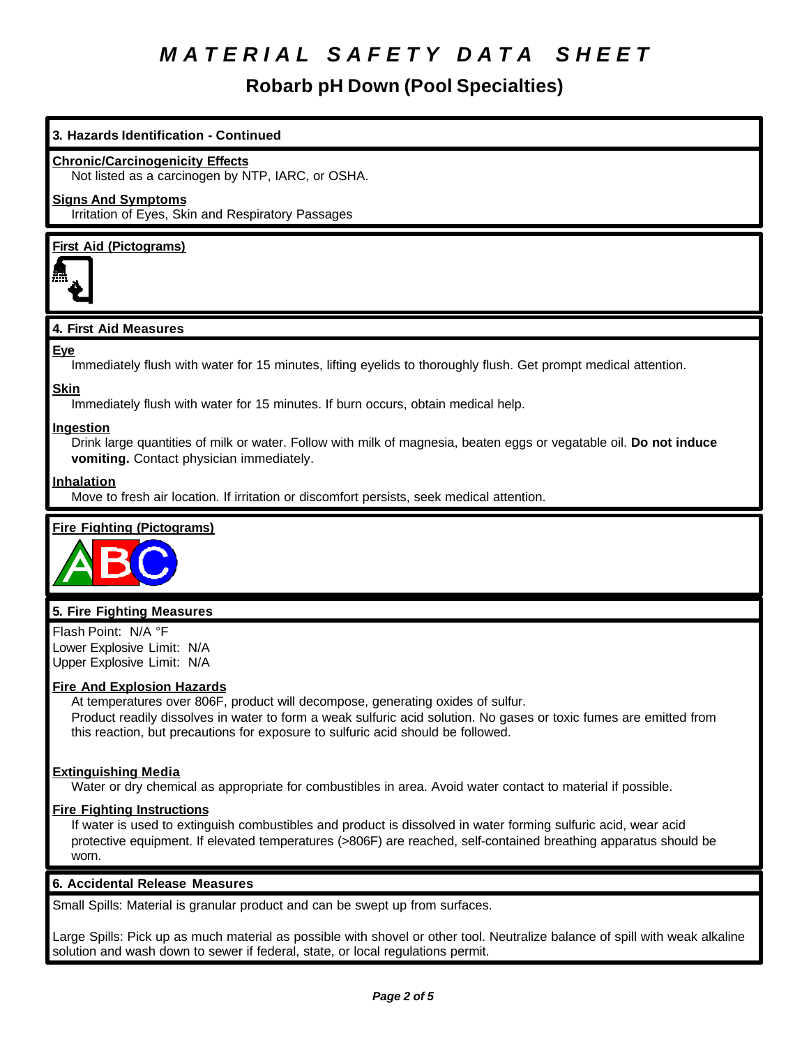# MATERIAL SAFETY DATA SHEET

## Robarb pH Down (Pool Specialties)

### 3. Hazards Identification - Continued

**Chronic/Carcinogenicity Effects**

Not listed as a carcinogen by NTP, IARC, or OSHA.

**Signs And Symptoms**

Irritation of Eyes, Skin and Respiratory Passages

**First Aid (Pictograms)**

### 4. First Aid Measures

**Eye**

Immediately flush with water for 15 minutes, lifting eyelids to thoroughly flush. Get prompt medical attention.

**Skin**

Immediately flush with water for 15 minutes. If burn occurs, obtain medical help.

**Ingestion**

Drink large quantities of milk or water. Follow with milk of magnesia, beaten eggs or vegatable oil. **Do not induce vomiting.** Contact physician immediately.

**Inhalation**

Move to fresh air location. If irritation or discomfort persists, seek medical attention.

**Fire Fighting (Pictograms)**

### 5. Fire Fighting Measures

Flash Point: N/A °F
Lower Explosive Limit: N/A
Upper Explosive Limit: N/A

**Fire And Explosion Hazards**

At temperatures over 806F, product will decompose, generating oxides of sulfur.
Product readily dissolves in water to form a weak sulfuric acid solution. No gases or toxic fumes are emitted from this reaction, but precautions for exposure to sulfuric acid should be followed.

**Extinguishing Media**

Water or dry chemical as appropriate for combustibles in area. Avoid water contact to material if possible.

**Fire Fighting Instructions**

If water is used to extinguish combustibles and product is dissolved in water forming sulfuric acid, wear acid protective equipment. If elevated temperatures (>806F) are reached, self-contained breathing apparatus should be worn.

### 6. Accidental Release Measures

Small Spills: Material is granular product and can be swept up from surfaces.

Large Spills: Pick up as much material as possible with shovel or other tool. Neutralize balance of spill with weak alkaline solution and wash down to sewer if federal, state, or local regulations permit.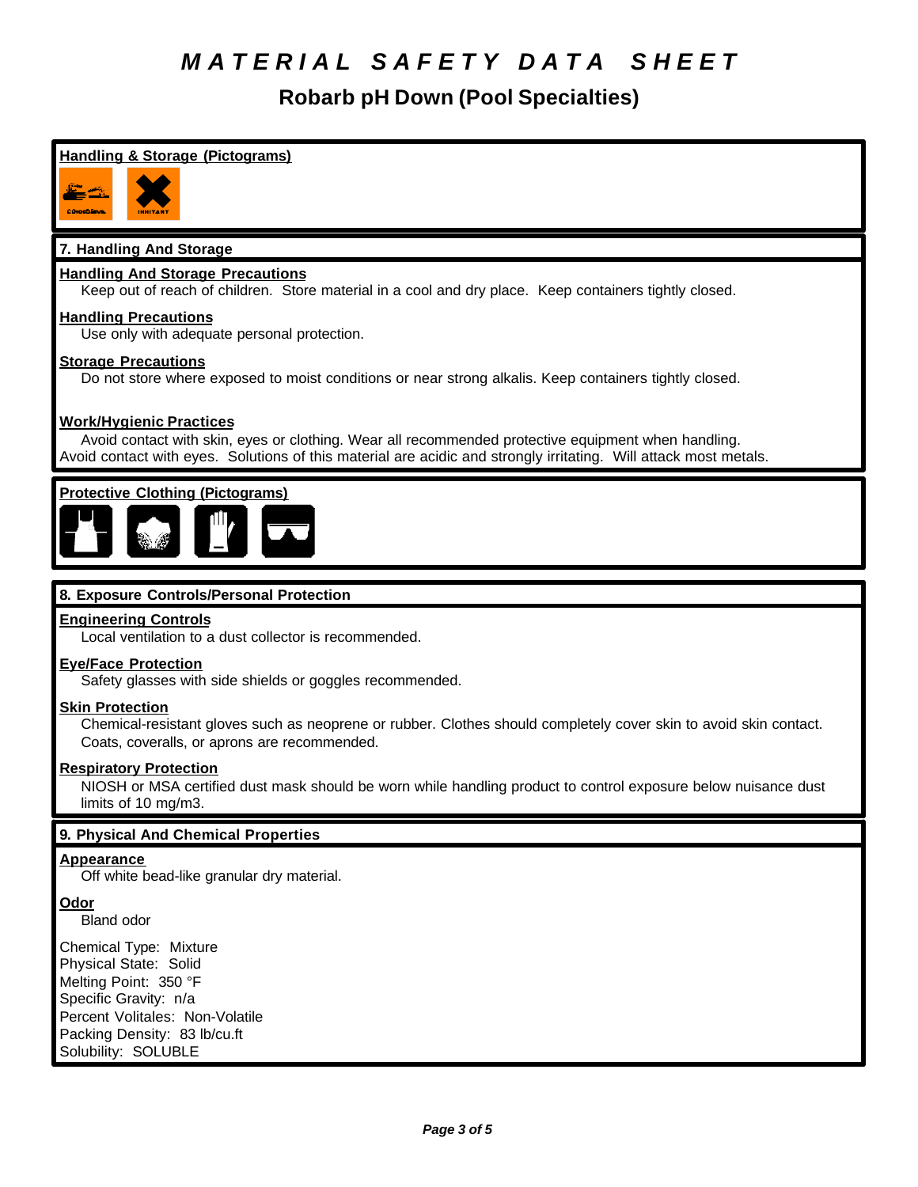# MATERIAL SAFETY DATA SHEET

## Robarb pH Down (Pool Specialties)

**Handling & Storage (Pictograms)**

## 7. Handling And Storage

**Handling And Storage Precautions**

Keep out of reach of children. Store material in a cool and dry place. Keep containers tightly closed.

**Handling Precautions**

Use only with adequate personal protection.

**Storage Precautions**

Do not store where exposed to moist conditions or near strong alkalis. Keep containers tightly closed.

**Work/Hygienic Practices**

Avoid contact with skin, eyes or clothing. Wear all recommended protective equipment when handling. Avoid contact with eyes. Solutions of this material are acidic and strongly irritating. Will attack most metals.

**Protective Clothing (Pictograms)**

## 8. Exposure Controls/Personal Protection

**Engineering Controls**

Local ventilation to a dust collector is recommended.

**Eye/Face Protection**

Safety glasses with side shields or goggles recommended.

**Skin Protection**

Chemical-resistant gloves such as neoprene or rubber. Clothes should completely cover skin to avoid skin contact. Coats, coveralls, or aprons are recommended.

**Respiratory Protection**

NIOSH or MSA certified dust mask should be worn while handling product to control exposure below nuisance dust limits of 10 mg/m3.

## 9. Physical And Chemical Properties

**Appearance**

Off white bead-like granular dry material.

**Odor**

Bland odor

Chemical Type: Mixture
Physical State: Solid
Melting Point: 350 °F
Specific Gravity: n/a
Percent Volitales: Non-Volatile
Packing Density: 83 lb/cu.ft
Solubility: SOLUBLE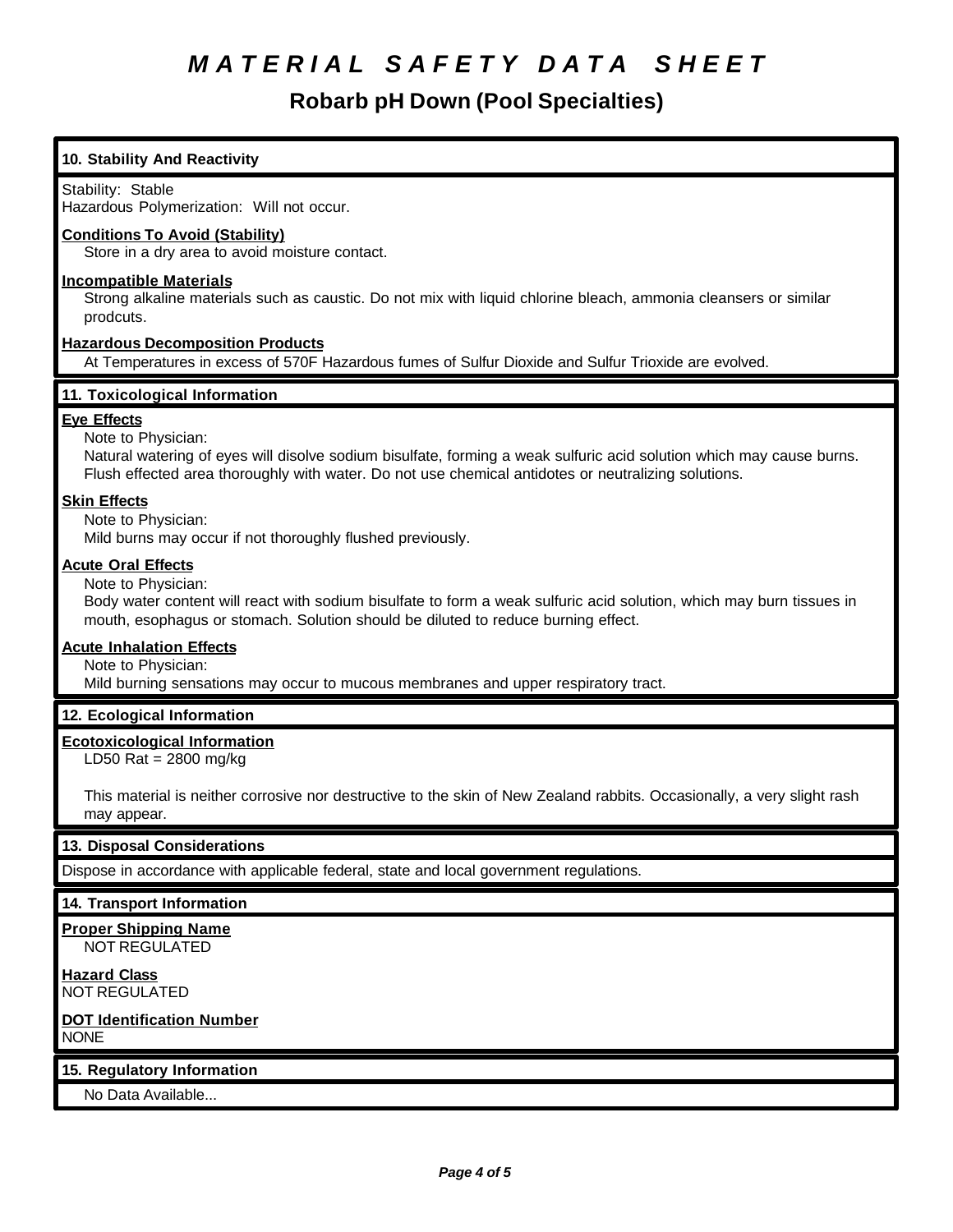# MATERIAL SAFETY DATA SHEET

## Robarb pH Down (Pool Specialties)

### 10. Stability And Reactivity

Stability: Stable
Hazardous Polymerization: Will not occur.

**Conditions To Avoid (Stability)**
Store in a dry area to avoid moisture contact.

**Incompatible Materials**
Strong alkaline materials such as caustic. Do not mix with liquid chlorine bleach, ammonia cleansers or similar prodcuts.

**Hazardous Decomposition Products**
At Temperatures in excess of 570F Hazardous fumes of Sulfur Dioxide and Sulfur Trioxide are evolved.

### 11. Toxicological Information

**Eye Effects**
Note to Physician:
Natural watering of eyes will disolve sodium bisulfate, forming a weak sulfuric acid solution which may cause burns. Flush effected area thoroughly with water. Do not use chemical antidotes or neutralizing solutions.

**Skin Effects**
Note to Physician:
Mild burns may occur if not thoroughly flushed previously.

**Acute Oral Effects**
Note to Physician:
Body water content will react with sodium bisulfate to form a weak sulfuric acid solution, which may burn tissues in mouth, esophagus or stomach. Solution should be diluted to reduce burning effect.

**Acute Inhalation Effects**
Note to Physician:
Mild burning sensations may occur to mucous membranes and upper respiratory tract.

### 12. Ecological Information

**Ecotoxicological Information**
LD50 Rat = 2800 mg/kg

This material is neither corrosive nor destructive to the skin of New Zealand rabbits. Occasionally, a very slight rash may appear.

### 13. Disposal Considerations

Dispose in accordance with applicable federal, state and local government regulations.

### 14. Transport Information

**Proper Shipping Name**
NOT REGULATED

**Hazard Class**
NOT REGULATED

**DOT Identification Number**
NONE

### 15. Regulatory Information

No Data Available...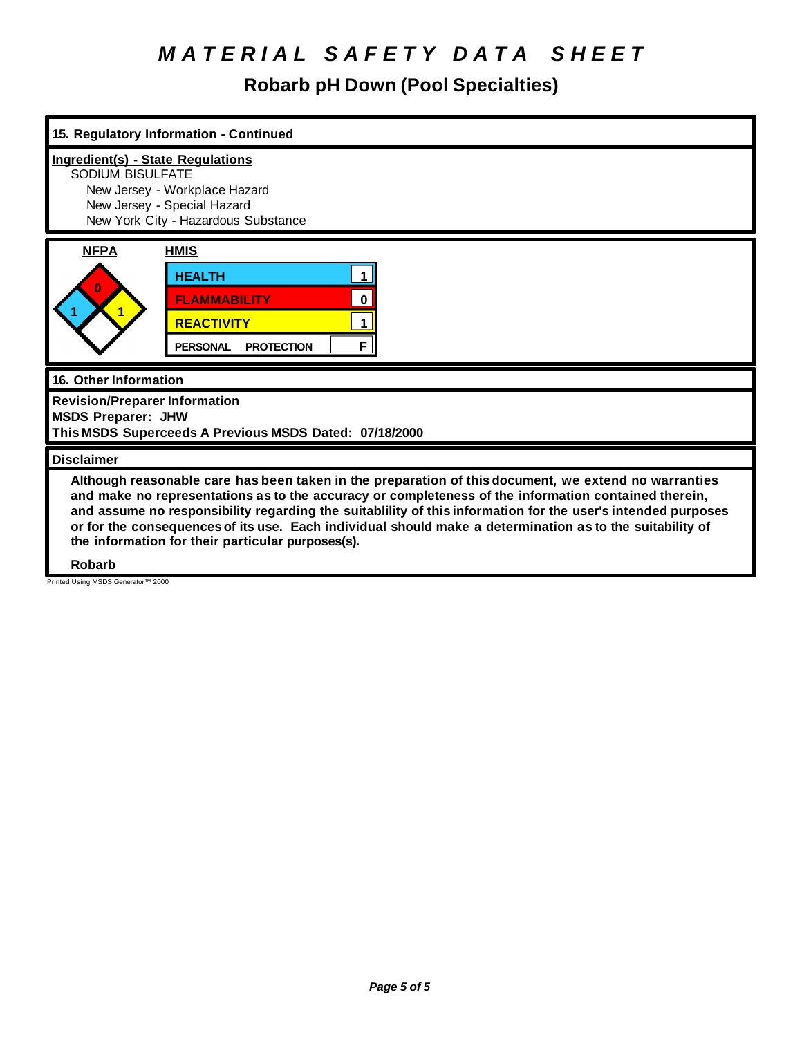# *MATERIAL SAFETY DATA SHEET*

## Robarb pH Down (Pool Specialties)

### 15. Regulatory Information - Continued

**Ingredient(s) - State Regulations**

SODIUM BISULFATE
- New Jersey - Workplace Hazard
- New Jersey - Special Hazard
- New York City - Hazardous Substance

**NFPA**

0
1
1

**HMIS**

| | |
|---|---|
| HEALTH | 1 |
| FLAMMABILITY | 0 |
| REACTIVITY | 1 |
| PERSONAL PROTECTION | F |

### 16. Other Information

**Revision/Preparer Information**

**MSDS Preparer: JHW**

**This MSDS Superceeds A Previous MSDS Dated: 07/18/2000**

### Disclaimer

**Although reasonable care has been taken in the preparation of this document, we extend no warranties and make no representations as to the accuracy or completeness of the information contained therein, and assume no responsibility regarding the suitablility of this information for the user's intended purposes or for the consequences of its use. Each individual should make a determination as to the suitability of the information for their particular purposes(s).**

**Robarb**

Printed Using MSDS Generator™ 2000